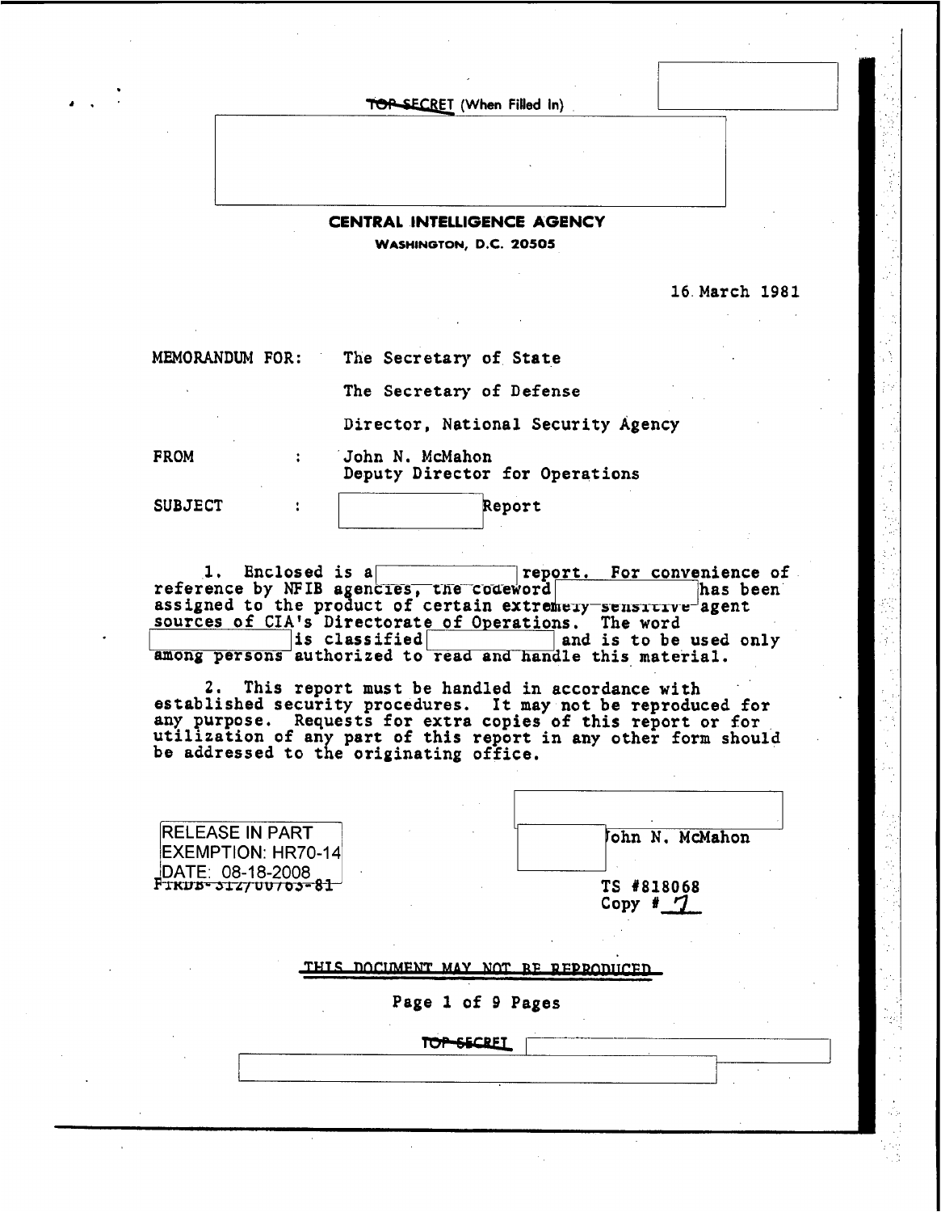TOP SECRET (When Filled In)

**CENTRAL INTELLIGENCE AGENCY**
**WASHINGTON, D.C. 20505**

16 March 1981

MEMORANDUM FOR: The Secretary of State

The Secretary of Defense

Director, National Security Agency

FROM : John N. McMahon
Deputy Director for Operations

SUBJECT : Report

1. Enclosed is a report. For convenience of reference by NFIB agencies, the codeword has been assigned to the product of certain extremely sensitive agent sources of CIA's Directorate of Operations. The word is classified and is to be used only among persons authorized to read and handle this material.

2. This report must be handled in accordance with established security procedures. It may not be reproduced for any purpose. Requests for extra copies of this report or for utilization of any part of this report in any other form should be addressed to the originating office.

John N. McMahon

RELEASE IN PART
EXEMPTION: HR70-14
DATE: 08-18-2008

FIRDB-312/00703-81

TS #818068
Copy # 7

THIS DOCUMENT MAY NOT BE REPRODUCED

TOP SECRET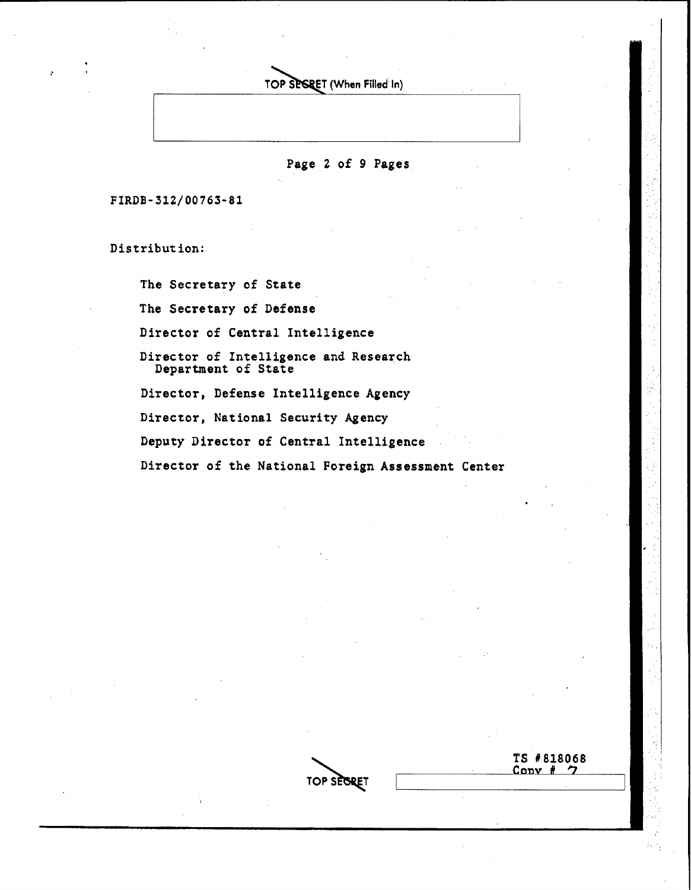TOP SECRET (When Filled In)

FIRDB-312/00763-81

Distribution:

- The Secretary of State
- The Secretary of Defense
- Director of Central Intelligence
- Director of Intelligence and Research
  Department of State
- Director, Defense Intelligence Agency
- Director, National Security Agency
- Deputy Director of Central Intelligence
- Director of the National Foreign Assessment Center

TS #818068
Copy # 7

TOP SECRET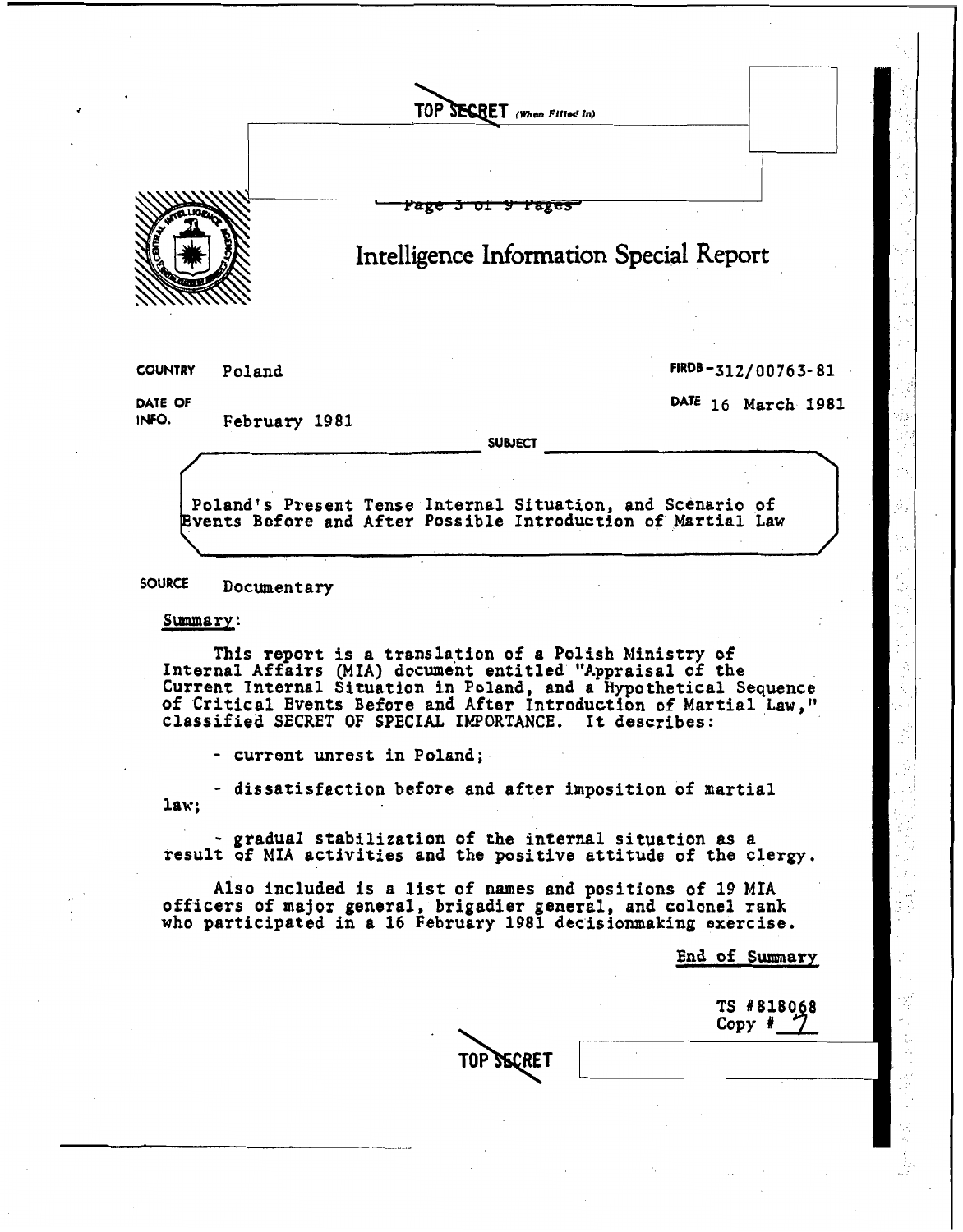TOP SECRET (When Filled In)

# Intelligence Information Special Report

**COUNTRY** Poland

**FIRDB**-312/00763-81

**DATE OF INFO.** February 1981

**DATE** 16 March 1981

**SUBJECT**

Poland's Present Tense Internal Situation, and Scenario of Events Before and After Possible Introduction of Martial Law

**SOURCE** Documentary

Summary:

This report is a translation of a Polish Ministry of Internal Affairs (MIA) document entitled "Appraisal of the Current Internal Situation in Poland, and a Hypothetical Sequence of Critical Events Before and After Introduction of Martial Law," classified SECRET OF SPECIAL IMPORTANCE. It describes:

- current unrest in Poland;

- dissatisfaction before and after imposition of martial law;

- gradual stabilization of the internal situation as a result of MIA activities and the positive attitude of the clergy.

Also included is a list of names and positions of 19 MIA officers of major general, brigadier general, and colonel rank who participated in a 16 February 1981 decisionmaking exercise.

End of Summary

TS #818068
Copy # 7

TOP SECRET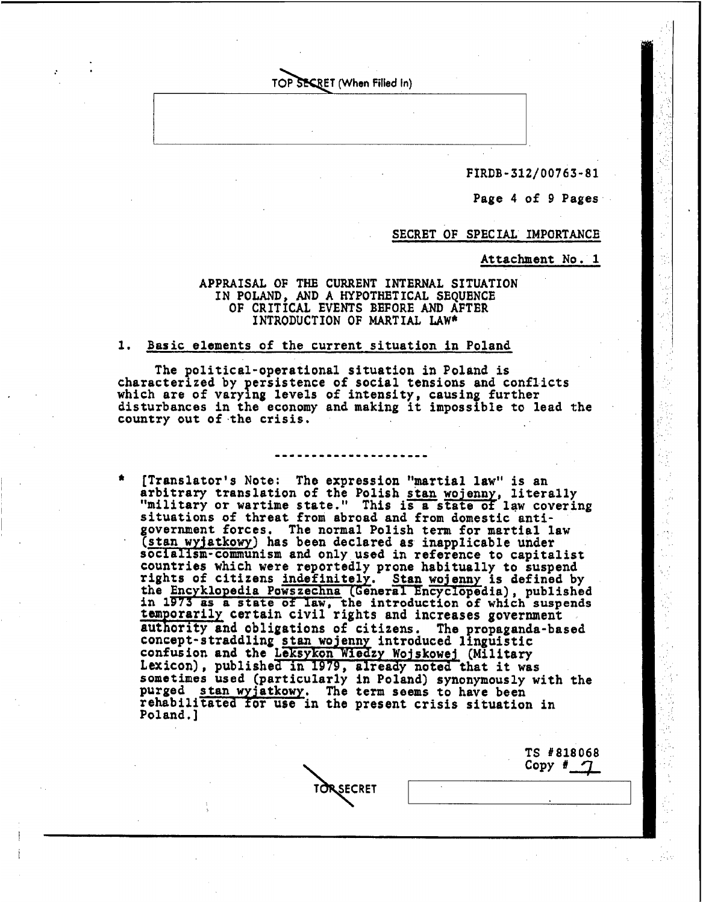TOP SECRET (When Filled In)

FIRDB-312/00763-81

SECRET OF SPECIAL IMPORTANCE

Attachment No. 1

## APPRAISAL OF THE CURRENT INTERNAL SITUATION IN POLAND, AND A HYPOTHETICAL SEQUENCE OF CRITICAL EVENTS BEFORE AND AFTER INTRODUCTION OF MARTIAL LAW*

### 1. Basic elements of the current situation in Poland

The political-operational situation in Poland is characterized by persistence of social tensions and conflicts which are of varying levels of intensity, causing further disturbances in the economy and making it impossible to lead the country out of the crisis.

---

* [Translator's Note: The expression "martial law" is an arbitrary translation of the Polish stan wojenny, literally "military or wartime state." This is a state of law covering situations of threat from abroad and from domestic anti-government forces. The normal Polish term for martial law (stan wyjatkowy) has been declared as inapplicable under socialism-communism and only used in reference to capitalist countries which were reportedly prone habitually to suspend rights of citizens indefinitely. Stan wojenny is defined by the Encyklopedia Powszechna (General Encyclopedia), published in 1973 as a state of law, the introduction of which suspends temporarily certain civil rights and increases government authority and obligations of citizens. The propaganda-based concept-straddling stan wojenny introduced linguistic confusion and the Leksykon Wiedzy Wojskowej (Military Lexicon), published in 1979, already noted that it was sometimes used (particularly in Poland) synonymously with the purged stan wyjatkowy. The term seems to have been rehabilitated for use in the present crisis situation in Poland.]

TS #818068
Copy # 7

TOP SECRET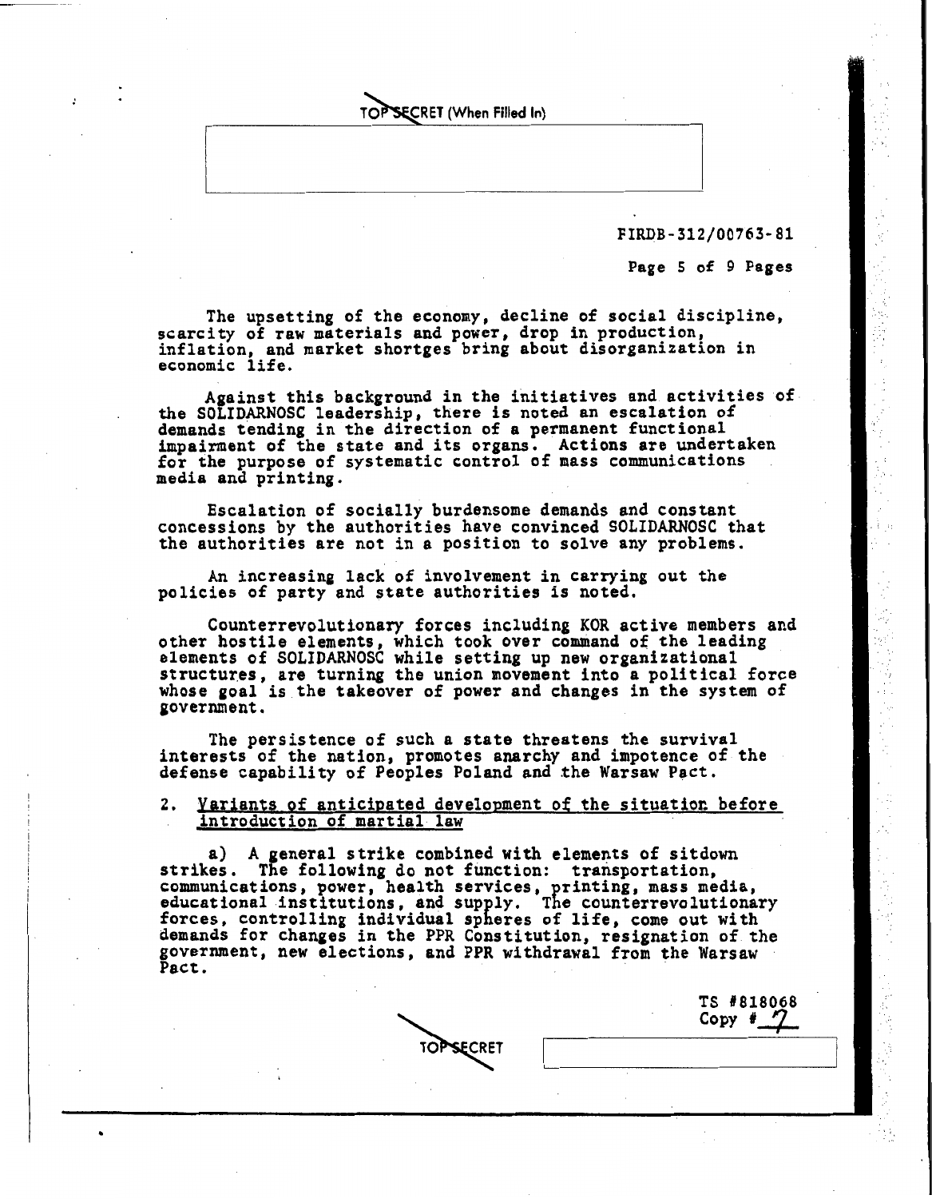The upsetting of the economy, decline of social discipline, scarcity of raw materials and power, drop in production, inflation, and market shortges bring about disorganization in economic life.

Against this background in the initiatives and activities of the SOLIDARNOSC leadership, there is noted an escalation of demands tending in the direction of a permanent functional impairment of the state and its organs. Actions are undertaken for the purpose of systematic control of mass communications media and printing.

Escalation of socially burdensome demands and constant concessions by the authorities have convinced SOLIDARNOSC that the authorities are not in a position to solve any problems.

An increasing lack of involvement in carrying out the policies of party and state authorities is noted.

Counterrevolutionary forces including KOR active members and other hostile elements, which took over command of the leading elements of SOLIDARNOSC while setting up new organizational structures, are turning the union movement into a political force whose goal is the takeover of power and changes in the system of government.

The persistence of such a state threatens the survival interests of the nation, promotes anarchy and impotence of the defense capability of Peoples Poland and the Warsaw Pact.

2. Variants of anticipated development of the situation before introduction of martial law

a) A general strike combined with elements of sitdown strikes. The following do not function: transportation, communications, power, health services, printing, mass media, educational institutions, and supply. The counterrevolutionary forces, controlling individual spheres of life, come out with demands for changes in the PPR Constitution, resignation of the government, new elections, and PPR withdrawal from the Warsaw Pact.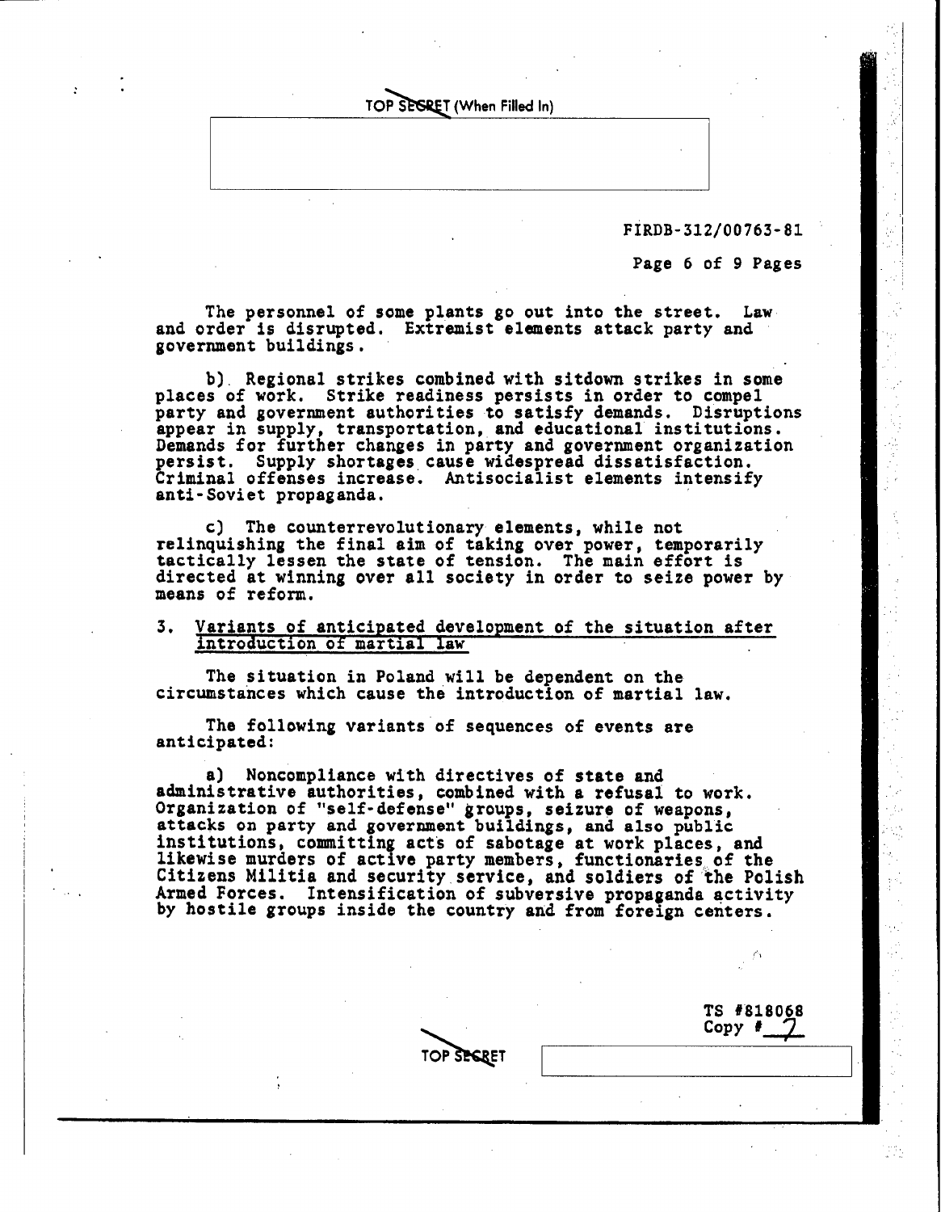The personnel of some plants go out into the street. Law and order is disrupted. Extremist elements attack party and government buildings.

b) Regional strikes combined with sitdown strikes in some places of work. Strike readiness persists in order to compel party and government authorities to satisfy demands. Disruptions appear in supply, transportation, and educational institutions. Demands for further changes in party and government organization persist. Supply shortages cause widespread dissatisfaction. Criminal offenses increase. Antisocialist elements intensify anti-Soviet propaganda.

c) The counterrevolutionary elements, while not relinquishing the final aim of taking over power, temporarily tactically lessen the state of tension. The main effort is directed at winning over all society in order to seize power by means of reform.

3. <u>Variants of anticipated development of the situation after introduction of martial law</u>

The situation in Poland will be dependent on the circumstances which cause the introduction of martial law.

The following variants of sequences of events are anticipated:

a) Noncompliance with directives of state and administrative authorities, combined with a refusal to work. Organization of "self-defense" groups, seizure of weapons, attacks on party and government buildings, and also public institutions, committing acts of sabotage at work places, and likewise murders of active party members, functionaries of the Citizens Militia and security service, and soldiers of the Polish Armed Forces. Intensification of subversive propaganda activity by hostile groups inside the country and from foreign centers.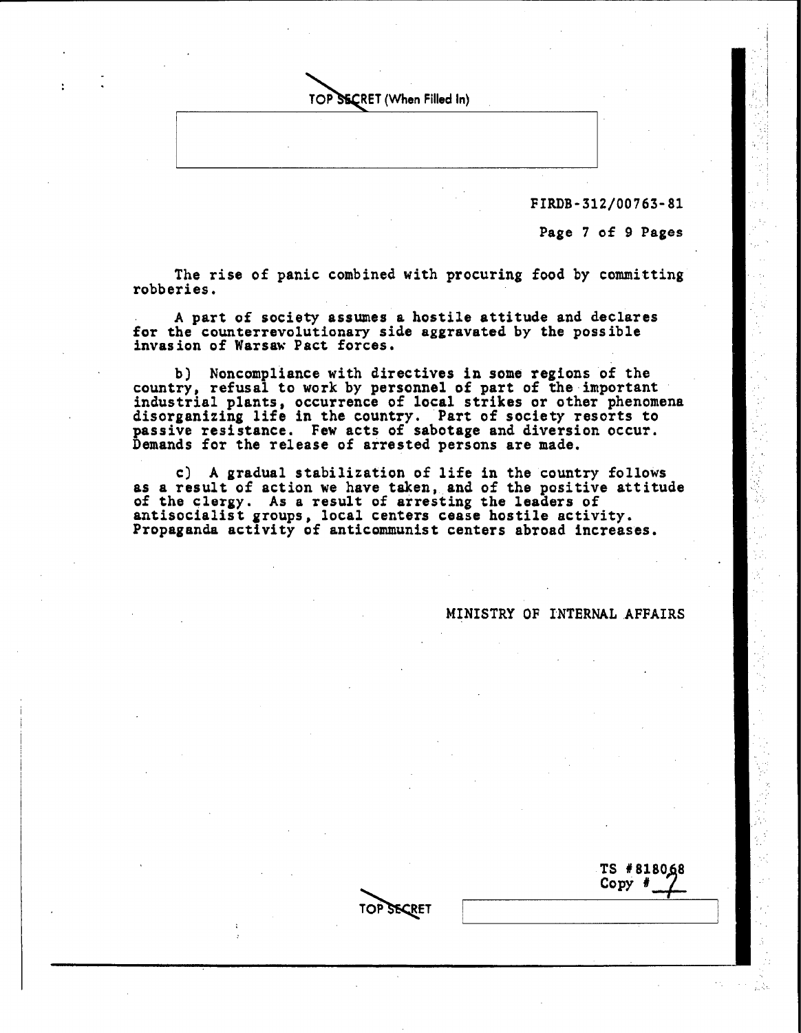TOP SECRET (When Filled In)

FIRDB-312/00763-81

The rise of panic combined with procuring food by committing robberies.

A part of society assumes a hostile attitude and declares for the counterrevolutionary side aggravated by the possible invasion of Warsaw Pact forces.

b) Noncompliance with directives in some regions of the country, refusal to work by personnel of part of the important industrial plants, occurrence of local strikes or other phenomena disorganizing life in the country. Part of society resorts to passive resistance. Few acts of sabotage and diversion occur. Demands for the release of arrested persons are made.

c) A gradual stabilization of life in the country follows as a result of action we have taken, and of the positive attitude of the clergy. As a result of arresting the leaders of antisocialist groups, local centers cease hostile activity. Propaganda activity of anticommunist centers abroad increases.

MINISTRY OF INTERNAL AFFAIRS

TS #818068
Copy # 7

TOP SECRET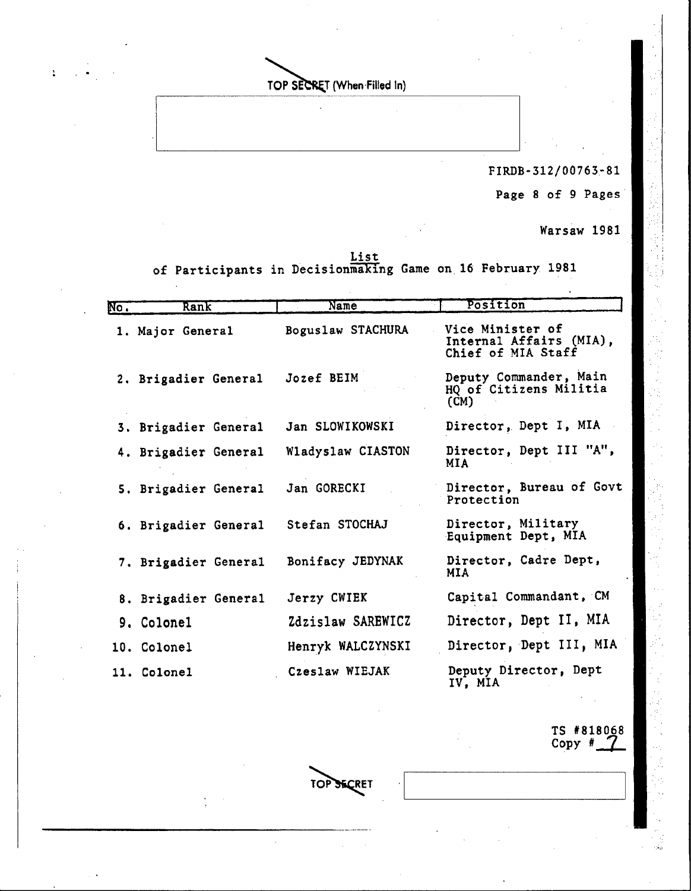TOP SECRET (When Filled In)

FIRDB-312/00763-81

Warsaw 1981

List
of Participants in Decisionmaking Game on 16 February 1981

| No. | Rank | Name | Position |
|---|---|---|---|
| 1. | Major General | Boguslaw STACHURA | Vice Minister of Internal Affairs (MIA), Chief of MIA Staff |
| 2. | Brigadier General | Jozef BEIM | Deputy Commander, Main HQ of Citizens Militia (CM) |
| 3. | Brigadier General | Jan SLOWIKOWSKI | Director, Dept I, MIA |
| 4. | Brigadier General | Wladyslaw CIASTON | Director, Dept III "A", MIA |
| 5. | Brigadier General | Jan GORECKI | Director, Bureau of Govt Protection |
| 6. | Brigadier General | Stefan STOCHAJ | Director, Military Equipment Dept, MIA |
| 7. | Brigadier General | Bonifacy JEDYNAK | Director, Cadre Dept, MIA |
| 8. | Brigadier General | Jerzy CWIEK | Capital Commandant, CM |
| 9. | Colonel | Zdzislaw SAREWICZ | Director, Dept II, MIA |
| 10. | Colonel | Henryk WALCZYNSKI | Director, Dept III, MIA |
| 11. | Colonel | Czeslaw WIEJAK | Deputy Director, Dept IV, MIA |

TS #818068
Copy # 7

TOP SECRET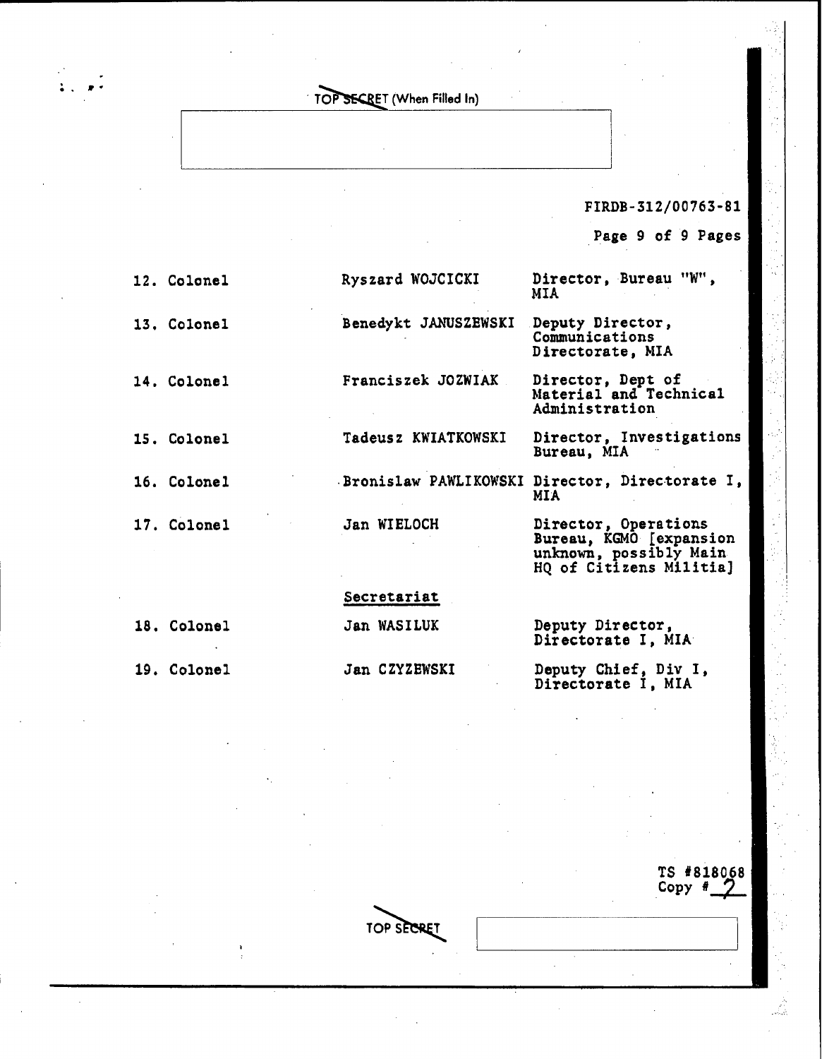TOP SECRET (When Filled In)

FIRDB-312/00763-81

| | | |
|---|---|---|
| 12. Colonel | Ryszard WOJCICKI | Director, Bureau "W", MIA |
| 13. Colonel | Benedykt JANUSZEWSKI | Deputy Director, Communications Directorate, MIA |
| 14. Colonel | Franciszek JOZWIAK | Director, Dept of Material and Technical Administration |
| 15. Colonel | Tadeusz KWIATKOWSKI | Director, Investigations Bureau, MIA |
| 16. Colonel | Bronislaw PAWLIKOWSKI | Director, Directorate I, MIA |
| 17. Colonel | Jan WIELOCH | Director, Operations Bureau, KGMO [expansion unknown, possibly Main HQ of Citizens Militia] |
| | Secretariat | |
| 18. Colonel | Jan WASILUK | Deputy Director, Directorate I, MIA |
| 19. Colonel | Jan CZYZEWSKI | Deputy Chief, Div I, Directorate I, MIA |

TS #818068
Copy # 2

TOP SECRET